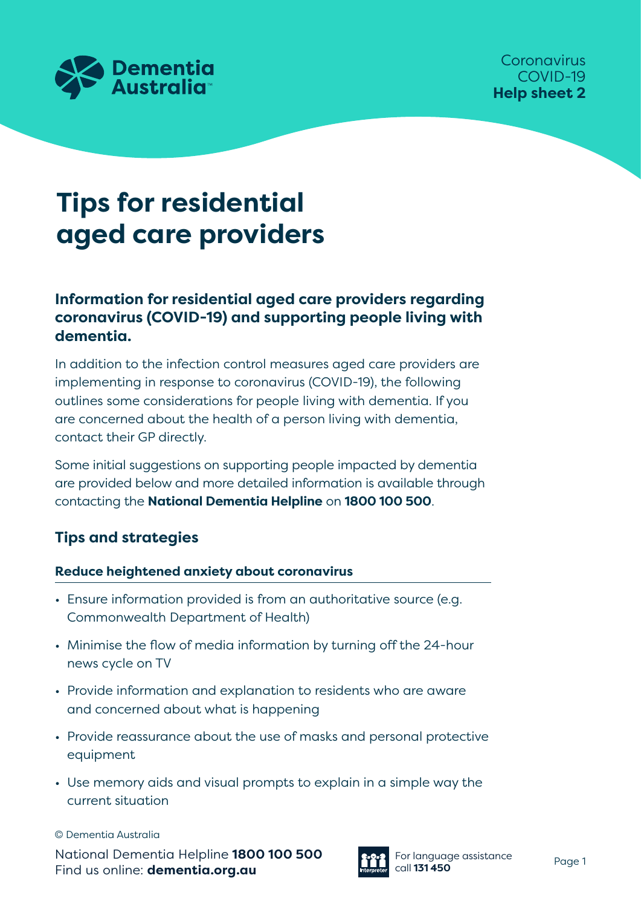Coronavirus
COVID-19
**Help sheet 2**

# Tips for residential aged care providers

## Information for residential aged care providers regarding coronavirus (COVID-19) and supporting people living with dementia.

In addition to the infection control measures aged care providers are implementing in response to coronavirus (COVID-19), the following outlines some considerations for people living with dementia. If you are concerned about the health of a person living with dementia, contact their GP directly.

Some initial suggestions on supporting people impacted by dementia are provided below and more detailed information is available through contacting the **National Dementia Helpline** on **1800 100 500**.

## Tips and strategies

### Reduce heightened anxiety about coronavirus

- Ensure information provided is from an authoritative source (e.g. Commonwealth Department of Health)
- Minimise the flow of media information by turning off the 24-hour news cycle on TV
- Provide information and explanation to residents who are aware and concerned about what is happening
- Provide reassurance about the use of masks and personal protective equipment
- Use memory aids and visual prompts to explain in a simple way the current situation

© Dementia Australia

National Dementia Helpline **1800 100 500**
Find us online: **dementia.org.au**

For language assistance call **131 450**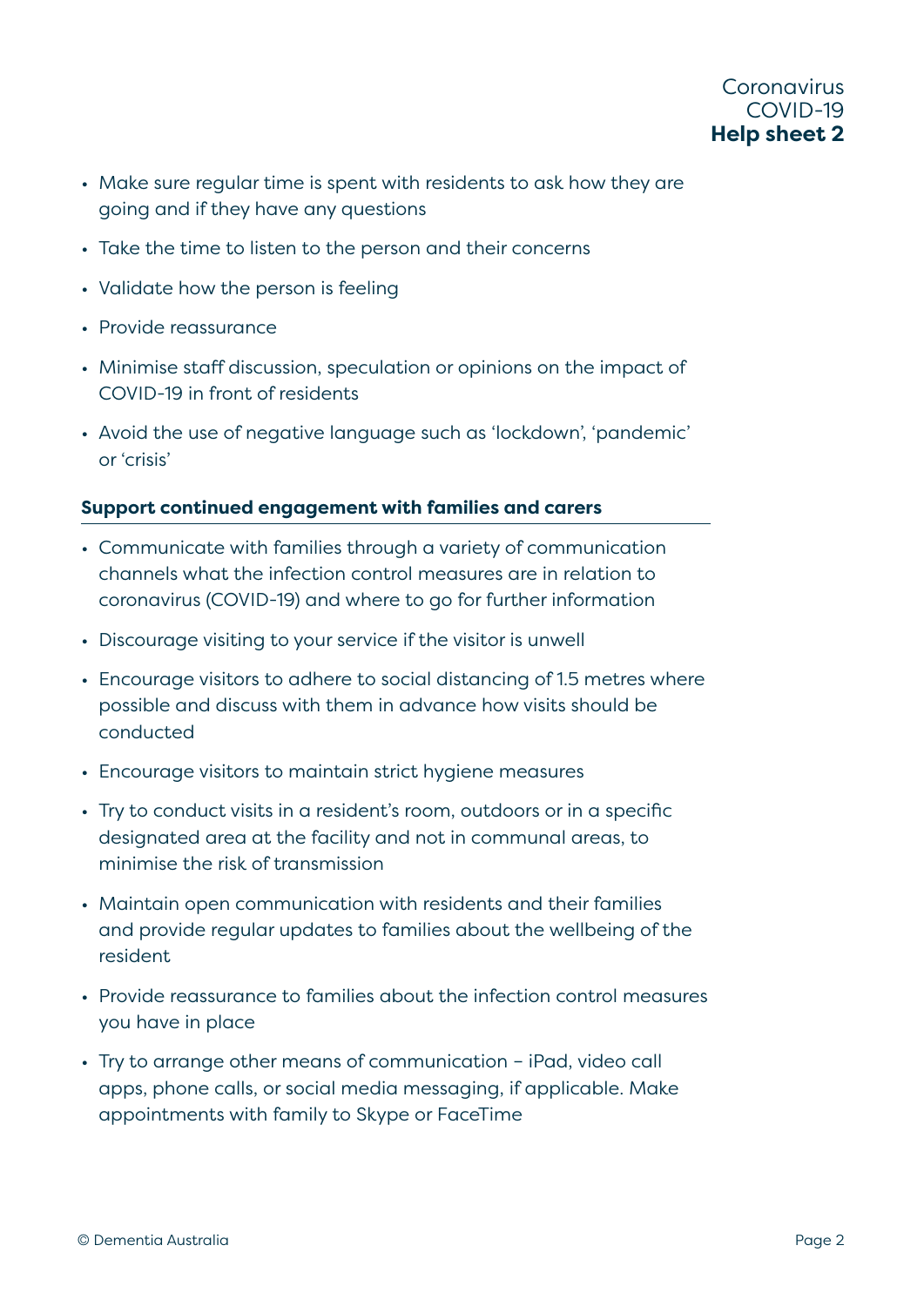- Make sure regular time is spent with residents to ask how they are going and if they have any questions
- Take the time to listen to the person and their concerns
- Validate how the person is feeling
- Provide reassurance
- Minimise staff discussion, speculation or opinions on the impact of COVID-19 in front of residents
- Avoid the use of negative language such as 'lockdown', 'pandemic' or 'crisis'

### Support continued engagement with families and carers

- Communicate with families through a variety of communication channels what the infection control measures are in relation to coronavirus (COVID-19) and where to go for further information
- Discourage visiting to your service if the visitor is unwell
- Encourage visitors to adhere to social distancing of 1.5 metres where possible and discuss with them in advance how visits should be conducted
- Encourage visitors to maintain strict hygiene measures
- Try to conduct visits in a resident's room, outdoors or in a specific designated area at the facility and not in communal areas, to minimise the risk of transmission
- Maintain open communication with residents and their families and provide regular updates to families about the wellbeing of the resident
- Provide reassurance to families about the infection control measures you have in place
- Try to arrange other means of communication – iPad, video call apps, phone calls, or social media messaging, if applicable. Make appointments with family to Skype or FaceTime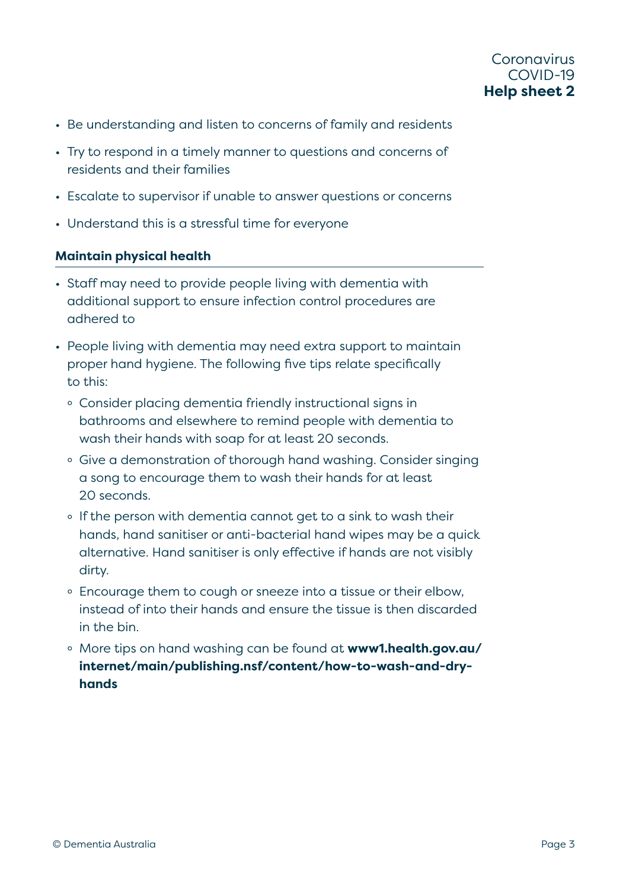- Be understanding and listen to concerns of family and residents
- Try to respond in a timely manner to questions and concerns of residents and their families
- Escalate to supervisor if unable to answer questions or concerns
- Understand this is a stressful time for everyone

### Maintain physical health

- Staff may need to provide people living with dementia with additional support to ensure infection control procedures are adhered to
- People living with dementia may need extra support to maintain proper hand hygiene. The following five tips relate specifically to this:
  - Consider placing dementia friendly instructional signs in bathrooms and elsewhere to remind people with dementia to wash their hands with soap for at least 20 seconds.
  - Give a demonstration of thorough hand washing. Consider singing a song to encourage them to wash their hands for at least 20 seconds.
  - If the person with dementia cannot get to a sink to wash their hands, hand sanitiser or anti-bacterial hand wipes may be a quick alternative. Hand sanitiser is only effective if hands are not visibly dirty.
  - Encourage them to cough or sneeze into a tissue or their elbow, instead of into their hands and ensure the tissue is then discarded in the bin.
  - More tips on hand washing can be found at **www1.health.gov.au/internet/main/publishing.nsf/content/how-to-wash-and-dry-hands**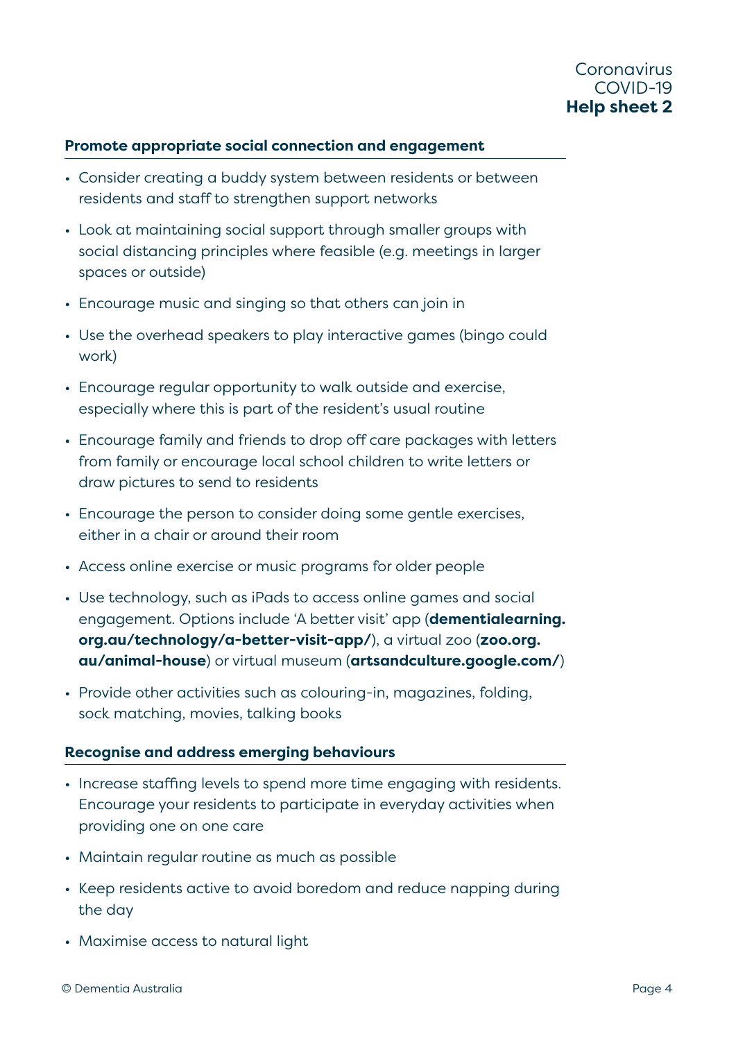### Promote appropriate social connection and engagement

- Consider creating a buddy system between residents or between residents and staff to strengthen support networks
- Look at maintaining social support through smaller groups with social distancing principles where feasible (e.g. meetings in larger spaces or outside)
- Encourage music and singing so that others can join in
- Use the overhead speakers to play interactive games (bingo could work)
- Encourage regular opportunity to walk outside and exercise, especially where this is part of the resident's usual routine
- Encourage family and friends to drop off care packages with letters from family or encourage local school children to write letters or draw pictures to send to residents
- Encourage the person to consider doing some gentle exercises, either in a chair or around their room
- Access online exercise or music programs for older people
- Use technology, such as iPads to access online games and social engagement. Options include 'A better visit' app (**dementialearning.org.au/technology/a-better-visit-app/**), a virtual zoo (**zoo.org.au/animal-house**) or virtual museum (**artsandculture.google.com/**)
- Provide other activities such as colouring-in, magazines, folding, sock matching, movies, talking books

### Recognise and address emerging behaviours

- Increase staffing levels to spend more time engaging with residents. Encourage your residents to participate in everyday activities when providing one on one care
- Maintain regular routine as much as possible
- Keep residents active to avoid boredom and reduce napping during the day
- Maximise access to natural light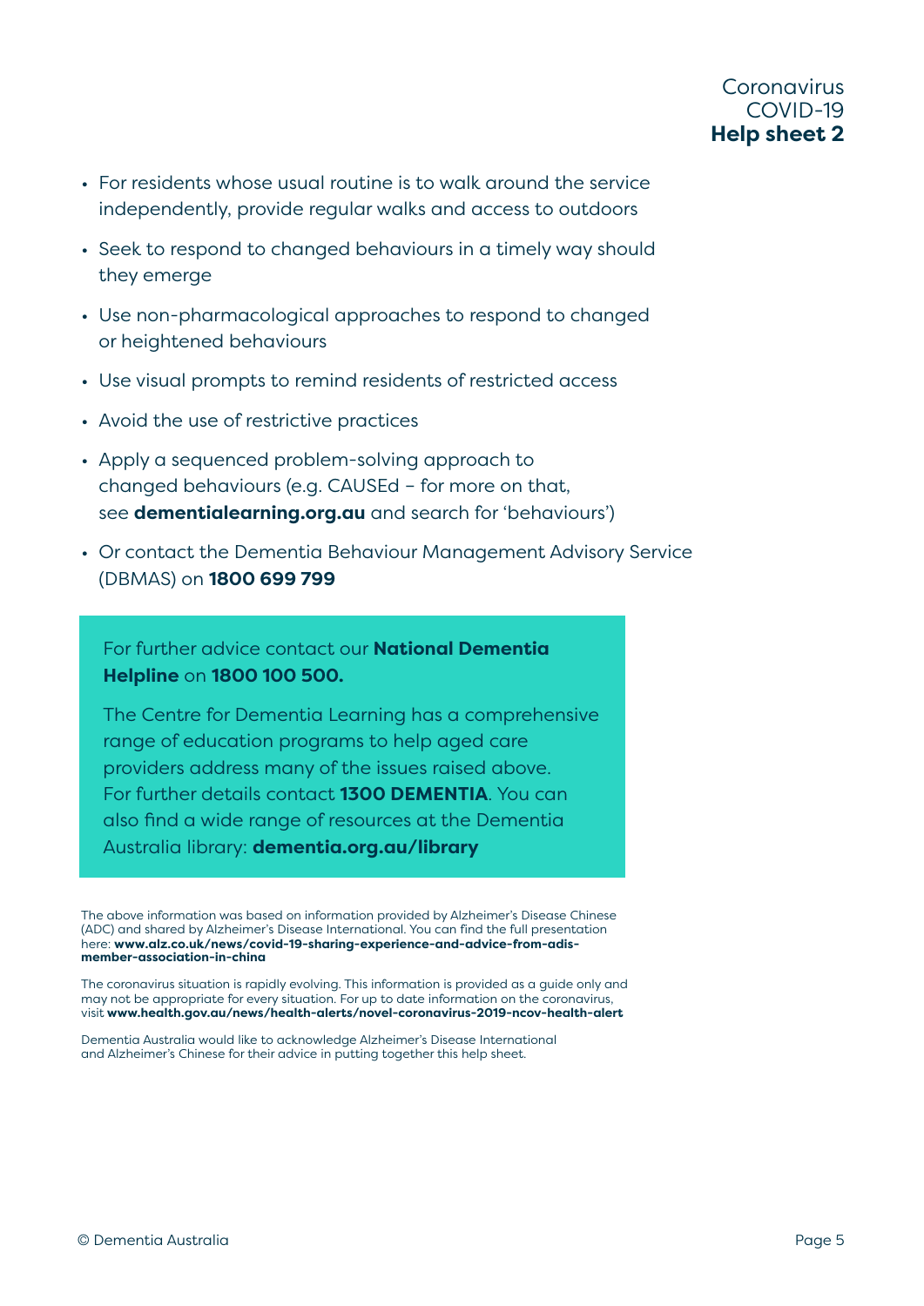- For residents whose usual routine is to walk around the service independently, provide regular walks and access to outdoors
- Seek to respond to changed behaviours in a timely way should they emerge
- Use non-pharmacological approaches to respond to changed or heightened behaviours
- Use visual prompts to remind residents of restricted access
- Avoid the use of restrictive practices
- Apply a sequenced problem-solving approach to changed behaviours (e.g. CAUSEd – for more on that, see **dementialearning.org.au** and search for 'behaviours')
- Or contact the Dementia Behaviour Management Advisory Service (DBMAS) on **1800 699 799**

For further advice contact our **National Dementia Helpline** on **1800 100 500.**

The Centre for Dementia Learning has a comprehensive range of education programs to help aged care providers address many of the issues raised above. For further details contact **1300 DEMENTIA**. You can also find a wide range of resources at the Dementia Australia library: **dementia.org.au/library**

The above information was based on information provided by Alzheimer's Disease Chinese (ADC) and shared by Alzheimer's Disease International. You can find the full presentation here: **www.alz.co.uk/news/covid-19-sharing-experience-and-advice-from-adis-member-association-in-china**

The coronavirus situation is rapidly evolving. This information is provided as a guide only and may not be appropriate for every situation. For up to date information on the coronavirus, visit **www.health.gov.au/news/health-alerts/novel-coronavirus-2019-ncov-health-alert**

Dementia Australia would like to acknowledge Alzheimer's Disease International and Alzheimer's Chinese for their advice in putting together this help sheet.